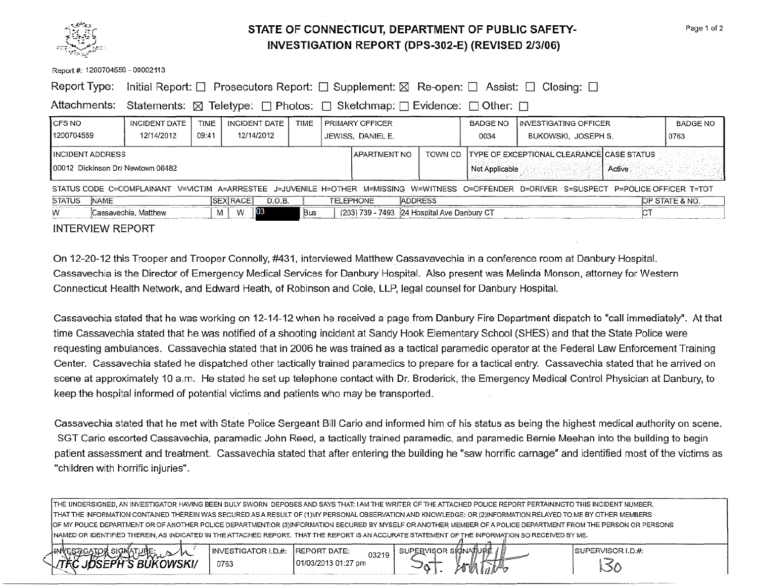# STATE OF CONNECTICUT, DEPARTMENT OF PUBLIC SAFETY- INVESTIGATION REPORT (DPS-302-E) (REVISED 2/3/06)

Report #: 1200704559 - 00002113

Report Type: Initial Report: ☐ Prosecutors Report: ☐ Supplement: ☒ Re-open: ☐ Assist: ☐ Closing: ☐

Attachments: Statements: ☒ Teletype: ☐ Photos: ☐ Sketchmap: ☐ Evidence: ☐ Other: ☐

| CFS NO | INCIDENT DATE | TIME | INCIDENT DATE | TIME | PRIMARY OFFICER | BADGE NO | INVESTIGATING OFFICER | BADGE NO |
|---|---|---|---|---|---|---|---|---|
| 1200704559 | 12/14/2012 | 09:41 | 12/14/2012 | | JEWISS, DANIEL E. | 0034 | BUKOWSKI, JOSEPH S. | 0763 |

| INCIDENT ADDRESS | APARTMENT NO | TOWN CD | TYPE OF EXCEPTIONAL CLEARANCE | CASE STATUS |
|---|---|---|---|---|
| 00012 Dickinson Dr/ Newtown 06482 | | | Not Applicable | Active |

STATUS CODE C=COMPLAINANT V=VICTIM A=ARRESTEE J=JUVENILE H=OTHER M=MISSING W=WITNESS O=OFFENDER D=DRIVER S=SUSPECT P=POLICE OFFICER T=TOT

| STATUS | NAME | SEX | RACE | D.O.B. | | TELEPHONE | ADDRESS | OP STATE & NO. |
|---|---|---|---|---|---|---|---|---|
| W | Cassavechia, Matthew | M | W | 03 | Bus | (203) 739 - 7493 | 24 Hospital Ave Danbury CT | CT |

## INTERVIEW REPORT

On 12-20-12 this Trooper and Trooper Connolly, #431, interviewed Matthew Cassavavechia in a conference room at Danbury Hospital. Cassavechia is the Director of Emergency Medical Services for Danbury Hospital. Also present was Melinda Monson, attorney for Western Connecticut Health Network, and Edward Heath, of Robinson and Cole, LLP, legal counsel for Danbury Hospital.

Cassavechia stated that he was working on 12-14-12 when he received a page from Danbury Fire Department dispatch to "call immediately". At that time Cassavechia stated that he was notified of a shooting incident at Sandy Hook Elementary School (SHES) and that the State Police were requesting ambulances. Cassavechia stated that in 2006 he was trained as a tactical paramedic operator at the Federal Law Enforcement Training Center. Cassavechia stated he dispatched other tactically trained paramedics to prepare for a tactical entry. Cassavechia stated that he arrived on scene at approximately 10 a.m. He stated he set up telephone contact with Dr. Broderick, the Emergency Medical Control Physician at Danbury, to keep the hospital informed of potential victims and patients who may be transported.

Cassavechia stated that he met with State Police Sergeant Bill Cario and informed him of his status as being the highest medical authority on scene. SGT Cario escorted Cassavechia, paramedic John Reed, a tactically trained paramedic, and paramedic Bernie Meehan into the building to begin patient assessment and treatment. Cassavechia stated that after entering the building he "saw horrific carnage" and identified most of the victims as "children with horrific injuries".

THE UNDERSIGNED, AN INVESTIGATOR HAVING BEEN DULY SWORN DEPOSES AND SAYS THAT: I AM THE WRITER OF THE ATTACHED POLICE REPORT PERTAININGTO THIS INCIDENT NUMBER. THAT THE INFORMATION CONTAINED THEREIN WAS SECURED AS A RESULT OF (1)MY PERSONAL OBSERVATION AND KNOWLEDGE: OR (2)INFORMATION RELAYED TO ME BY OTHER MEMBERS OF MY POLICE DEPARTMENT OR OF ANOTHER POLICE DEPARTMENT:OR (3)INFORMATION SECURED BY MYSELF OR ANOTHER MEMBER OF A POLICE DEPARTMENT FROM THE PERSON OR PERSONS NAMED OR IDENTIFIED THEREIN, AS INDICATED IN THE ATTACHED REPORT. THAT THE REPORT IS AN ACCURATE STATEMENT OF THE INFORMATION SO RECEIVED BY ME.

| INVESTIGATOR SIGNATURE: | INVESTIGATOR I.D.#: | REPORT DATE: | SUPERVISOR SIGNATURE | SUPERVISOR I.D.#: |
|---|---|---|---|---|
| /TFC JOSEPH S BUKOWSKI/ | 0763 | 01/03/2013 01:27 pm 03219 | Sgt. | 130 |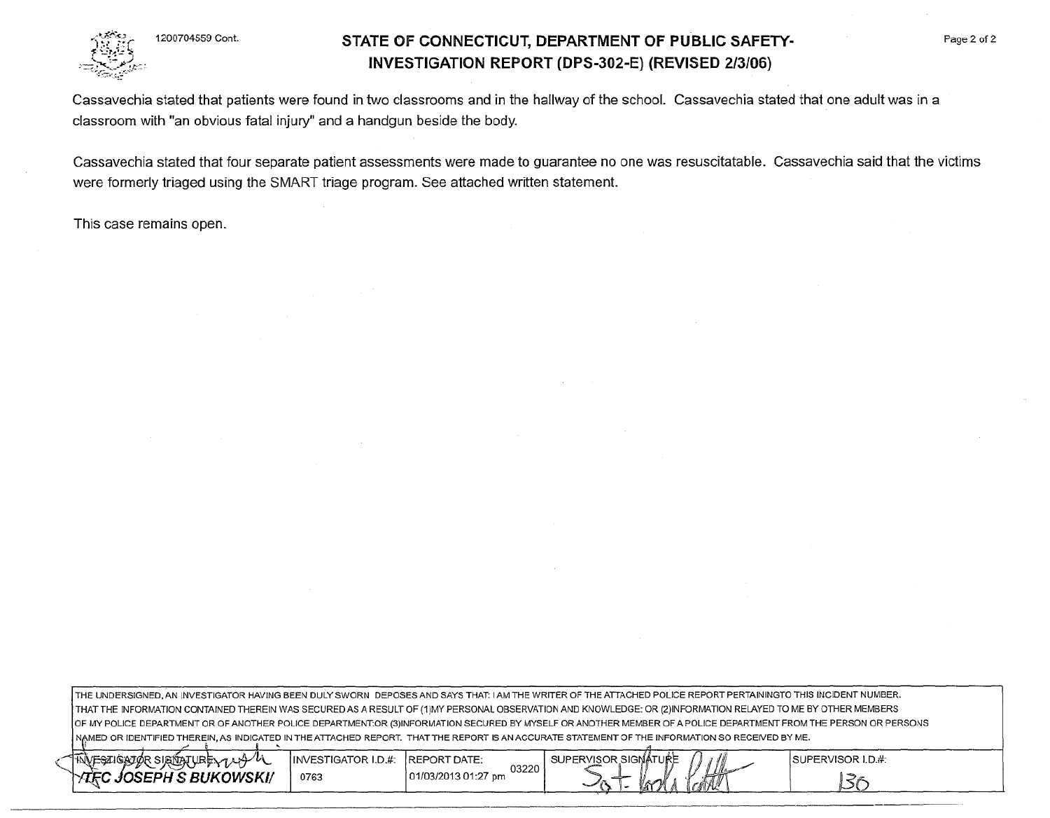1200704559 Cont.

# STATE OF CONNECTICUT, DEPARTMENT OF PUBLIC SAFETY-INVESTIGATION REPORT (DPS-302-E) (REVISED 2/3/06)

Cassavechia stated that patients were found in two classrooms and in the hallway of the school. Cassavechia stated that one adult was in a classroom with "an obvious fatal injury" and a handgun beside the body.

Cassavechia stated that four separate patient assessments were made to guarantee no one was resuscitatable. Cassavechia said that the victims were formerly triaged using the SMART triage program. See attached written statement.

This case remains open.

THE UNDERSIGNED, AN INVESTIGATOR HAVING BEEN DULY SWORN DEPOSES AND SAYS THAT: I AM THE WRITER OF THE ATTACHED POLICE REPORT PERTAININGTO THIS INCIDENT NUMBER. THAT THE INFORMATION CONTAINED THEREIN WAS SECURED AS A RESULT OF (1)MY PERSONAL OBSERVATION AND KNOWLEDGE: OR (2)INFORMATION RELAYED TO ME BY OTHER MEMBERS OF MY POLICE DEPARTMENT OR OF ANOTHER POLICE DEPARTMENT:OR (3)INFORMATION SECURED BY MYSELF OR ANOTHER MEMBER OF A POLICE DEPARTMENT FROM THE PERSON OR PERSONS NAMED OR IDENTIFIED THEREIN, AS INDICATED IN THE ATTACHED REPORT. THAT THE REPORT IS AN ACCURATE STATEMENT OF THE INFORMATION SO RECEIVED BY ME.

| INVESTIGATOR SIGNATURE: | INVESTIGATOR I.D.#: | REPORT DATE: | SUPERVISOR SIGNATURE | SUPERVISOR I.D.#: |
|---|---|---|---|---|
| /TFC JOSEPH S BUKOWSKI/ | 0763 | 01/03/2013 01:27 pm 03220 | Sgt. [signature] | 130 |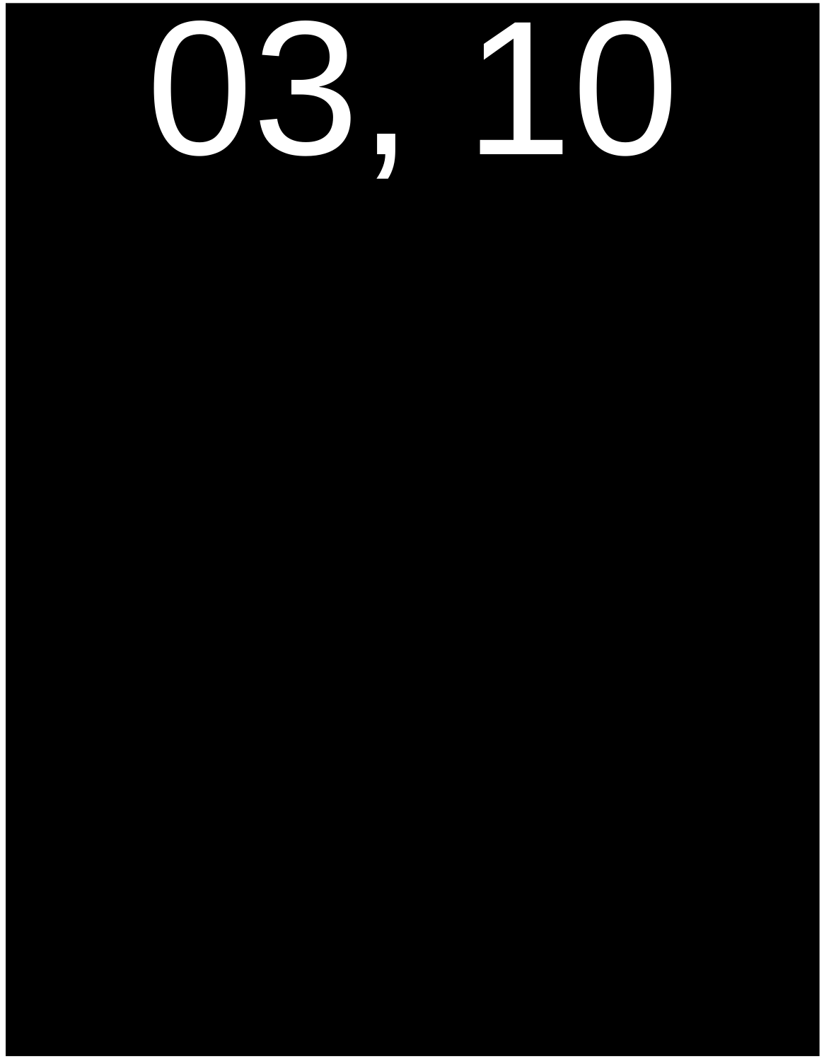03, 10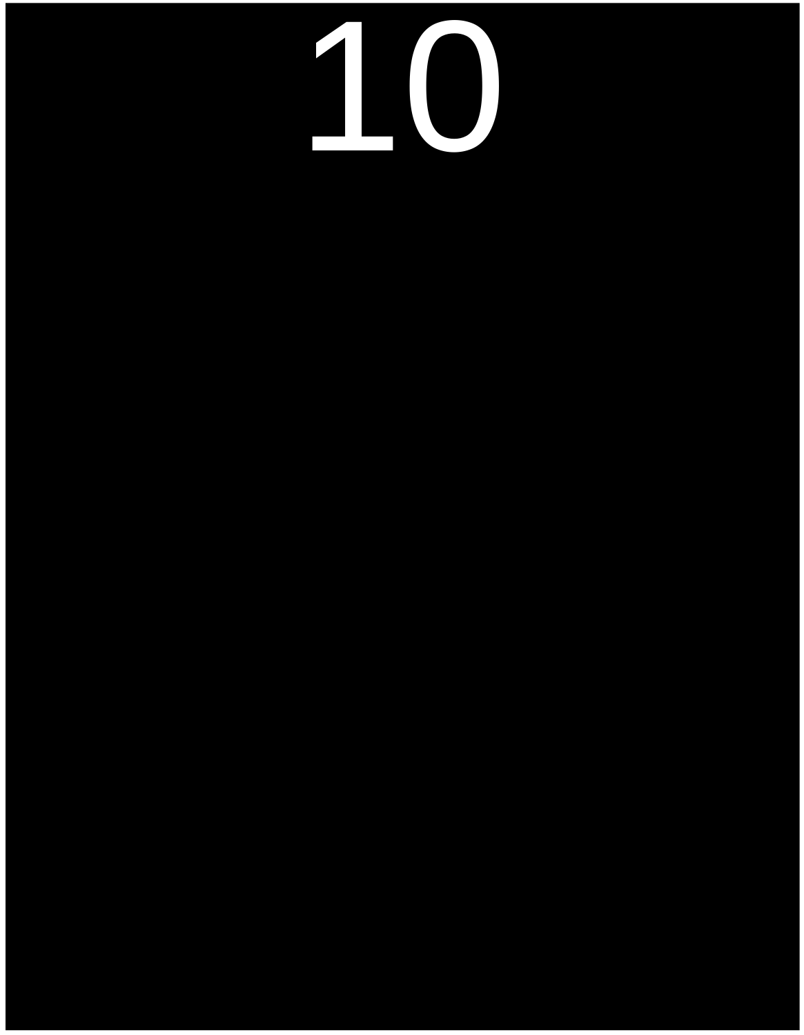# 10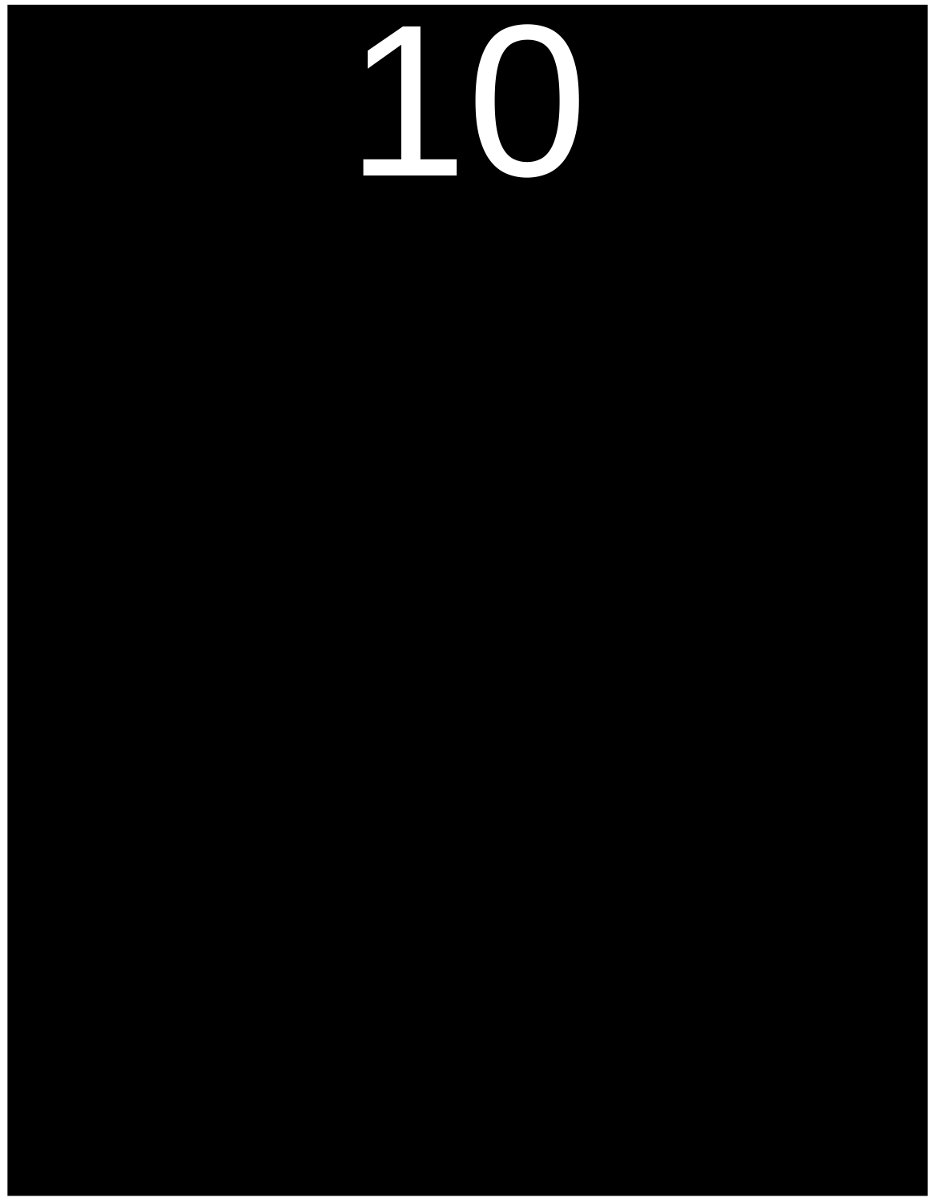10